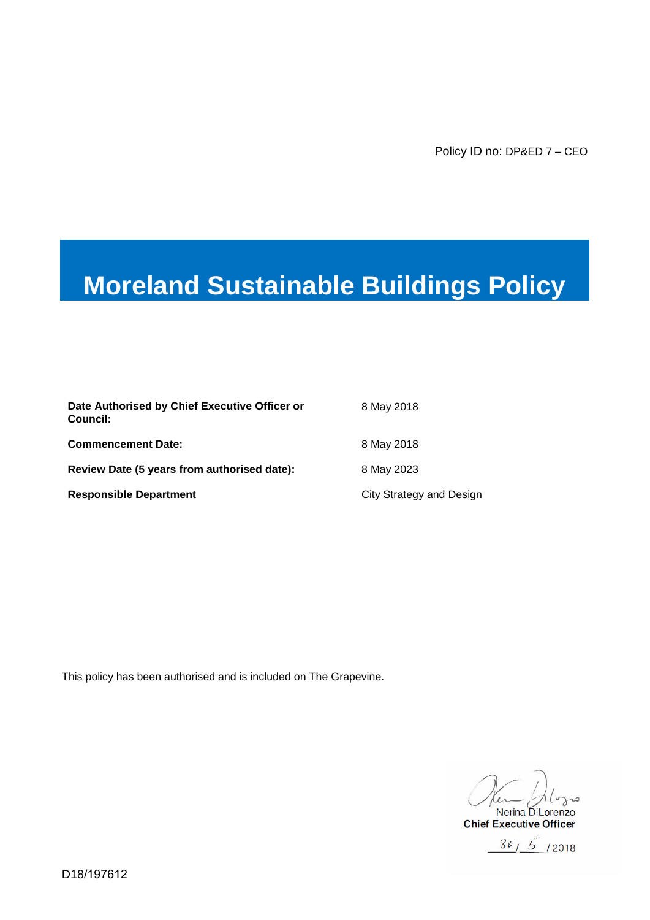Policy ID no: DP&ED 7 – CEO

# Moreland Sustainable Buildings Policy

| | |
|---|---|
| **Date Authorised by Chief Executive Officer or Council:** | 8 May 2018 |
| **Commencement Date:** | 8 May 2018 |
| **Review Date (5 years from authorised date):** | 8 May 2023 |
| **Responsible Department** | City Strategy and Design |

This policy has been authorised and is included on The Grapevine.

Nerina DiLorenzo
**Chief Executive Officer**
30 / 5 / 2018

D18/197612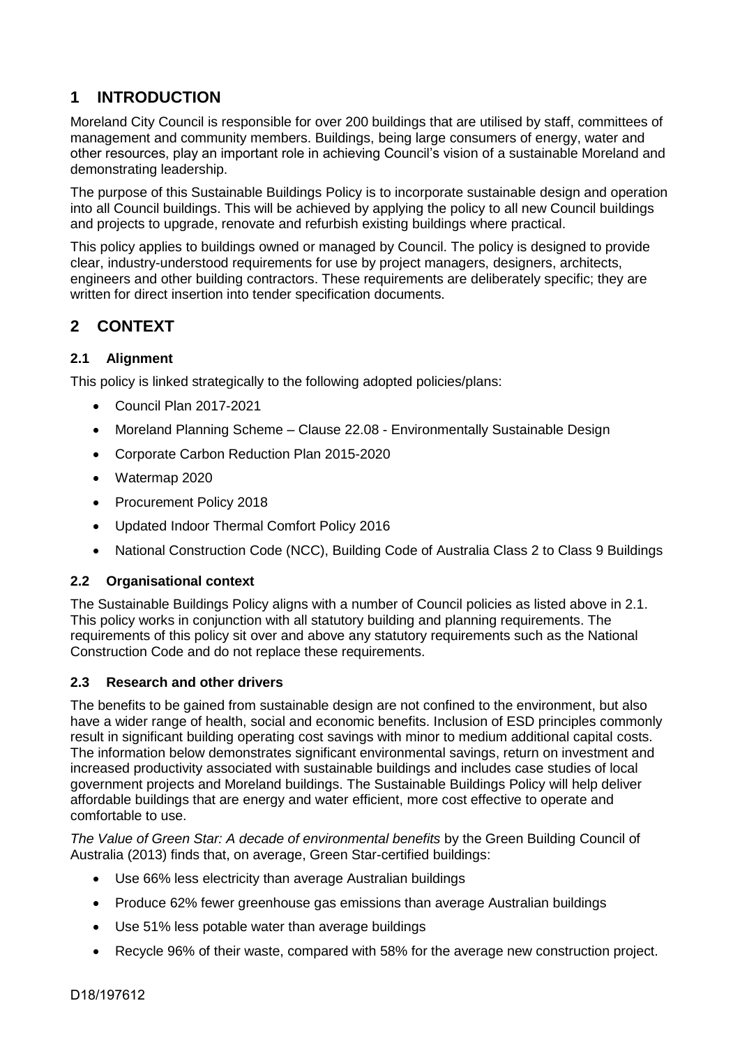# 1 INTRODUCTION

Moreland City Council is responsible for over 200 buildings that are utilised by staff, committees of management and community members. Buildings, being large consumers of energy, water and other resources, play an important role in achieving Council's vision of a sustainable Moreland and demonstrating leadership.

The purpose of this Sustainable Buildings Policy is to incorporate sustainable design and operation into all Council buildings. This will be achieved by applying the policy to all new Council buildings and projects to upgrade, renovate and refurbish existing buildings where practical.

This policy applies to buildings owned or managed by Council. The policy is designed to provide clear, industry-understood requirements for use by project managers, designers, architects, engineers and other building contractors. These requirements are deliberately specific; they are written for direct insertion into tender specification documents.

# 2 CONTEXT

## 2.1 Alignment

This policy is linked strategically to the following adopted policies/plans:

- Council Plan 2017-2021
- Moreland Planning Scheme – Clause 22.08 - Environmentally Sustainable Design
- Corporate Carbon Reduction Plan 2015-2020
- Watermap 2020
- Procurement Policy 2018
- Updated Indoor Thermal Comfort Policy 2016
- National Construction Code (NCC), Building Code of Australia Class 2 to Class 9 Buildings

## 2.2 Organisational context

The Sustainable Buildings Policy aligns with a number of Council policies as listed above in 2.1. This policy works in conjunction with all statutory building and planning requirements. The requirements of this policy sit over and above any statutory requirements such as the National Construction Code and do not replace these requirements.

## 2.3 Research and other drivers

The benefits to be gained from sustainable design are not confined to the environment, but also have a wider range of health, social and economic benefits. Inclusion of ESD principles commonly result in significant building operating cost savings with minor to medium additional capital costs. The information below demonstrates significant environmental savings, return on investment and increased productivity associated with sustainable buildings and includes case studies of local government projects and Moreland buildings. The Sustainable Buildings Policy will help deliver affordable buildings that are energy and water efficient, more cost effective to operate and comfortable to use.

*The Value of Green Star: A decade of environmental benefits* by the Green Building Council of Australia (2013) finds that, on average, Green Star-certified buildings:

- Use 66% less electricity than average Australian buildings
- Produce 62% fewer greenhouse gas emissions than average Australian buildings
- Use 51% less potable water than average buildings
- Recycle 96% of their waste, compared with 58% for the average new construction project.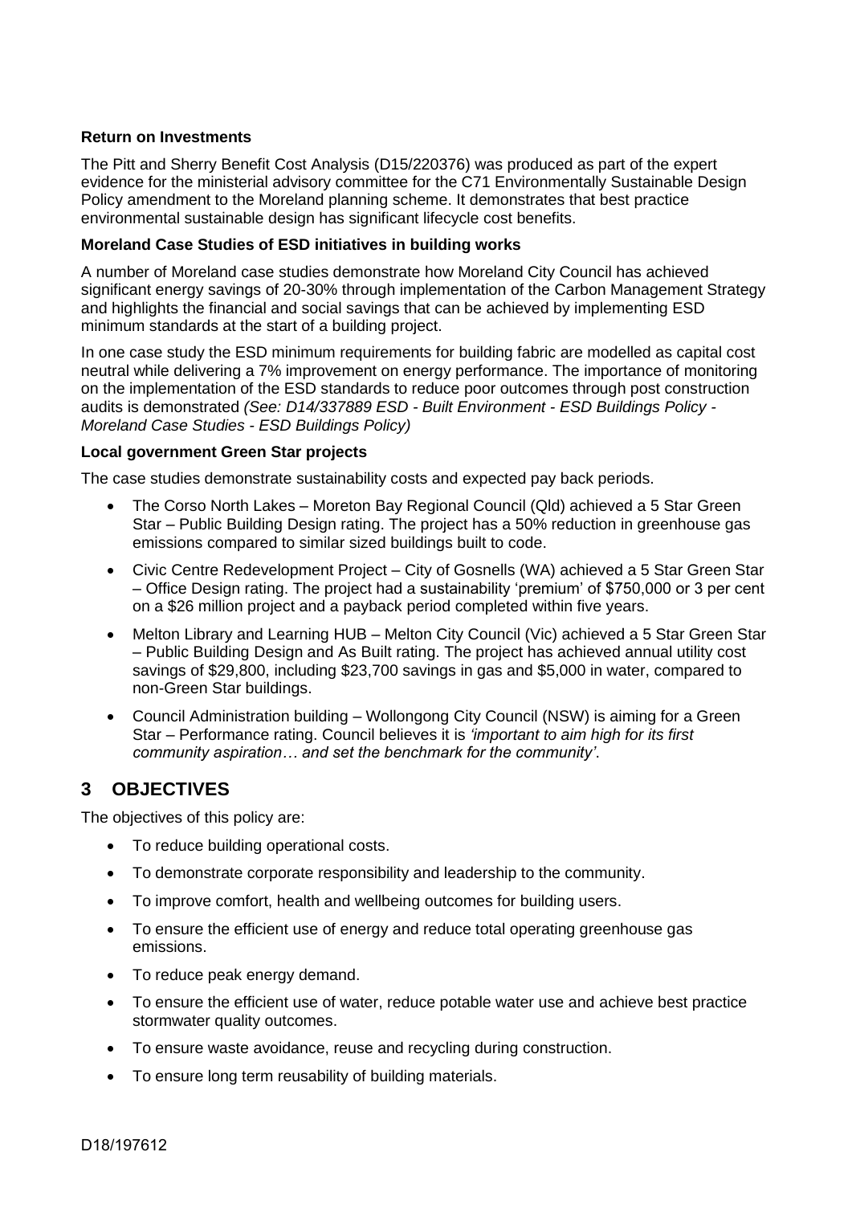**Return on Investments**

The Pitt and Sherry Benefit Cost Analysis (D15/220376) was produced as part of the expert evidence for the ministerial advisory committee for the C71 Environmentally Sustainable Design Policy amendment to the Moreland planning scheme. It demonstrates that best practice environmental sustainable design has significant lifecycle cost benefits.

**Moreland Case Studies of ESD initiatives in building works**

A number of Moreland case studies demonstrate how Moreland City Council has achieved significant energy savings of 20-30% through implementation of the Carbon Management Strategy and highlights the financial and social savings that can be achieved by implementing ESD minimum standards at the start of a building project.

In one case study the ESD minimum requirements for building fabric are modelled as capital cost neutral while delivering a 7% improvement on energy performance. The importance of monitoring on the implementation of the ESD standards to reduce poor outcomes through post construction audits is demonstrated *(See: D14/337889 ESD - Built Environment - ESD Buildings Policy - Moreland Case Studies - ESD Buildings Policy)*

**Local government Green Star projects**

The case studies demonstrate sustainability costs and expected pay back periods.

- The Corso North Lakes – Moreton Bay Regional Council (Qld) achieved a 5 Star Green Star – Public Building Design rating. The project has a 50% reduction in greenhouse gas emissions compared to similar sized buildings built to code.
- Civic Centre Redevelopment Project – City of Gosnells (WA) achieved a 5 Star Green Star – Office Design rating. The project had a sustainability 'premium' of $750,000 or 3 per cent on a $26 million project and a payback period completed within five years.
- Melton Library and Learning HUB – Melton City Council (Vic) achieved a 5 Star Green Star – Public Building Design and As Built rating. The project has achieved annual utility cost savings of $29,800, including $23,700 savings in gas and $5,000 in water, compared to non-Green Star buildings.
- Council Administration building – Wollongong City Council (NSW) is aiming for a Green Star – Performance rating. Council believes it is *'important to aim high for its first community aspiration… and set the benchmark for the community'*.

## 3 OBJECTIVES

The objectives of this policy are:

- To reduce building operational costs.
- To demonstrate corporate responsibility and leadership to the community.
- To improve comfort, health and wellbeing outcomes for building users.
- To ensure the efficient use of energy and reduce total operating greenhouse gas emissions.
- To reduce peak energy demand.
- To ensure the efficient use of water, reduce potable water use and achieve best practice stormwater quality outcomes.
- To ensure waste avoidance, reuse and recycling during construction.
- To ensure long term reusability of building materials.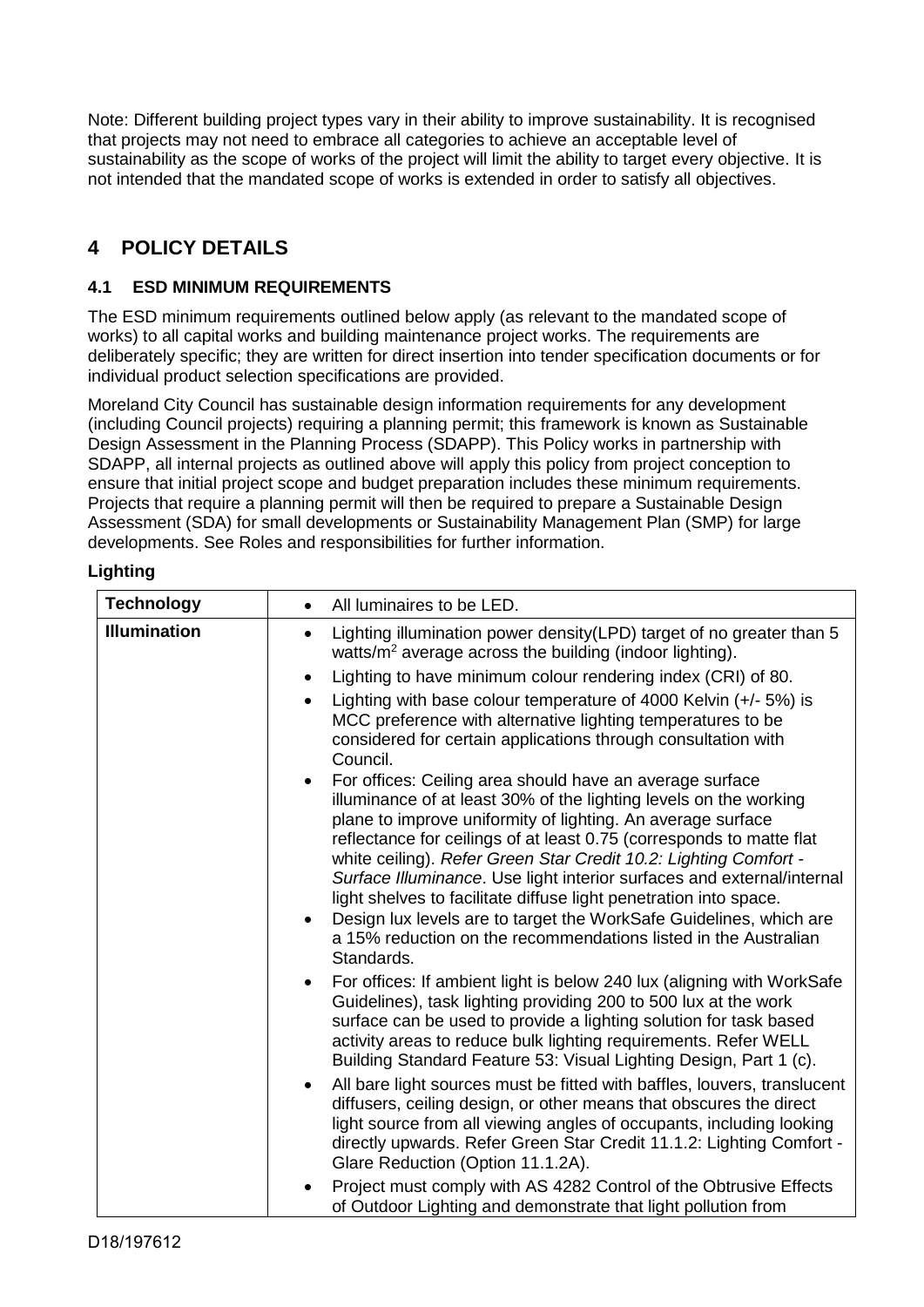Note: Different building project types vary in their ability to improve sustainability. It is recognised that projects may not need to embrace all categories to achieve an acceptable level of sustainability as the scope of works of the project will limit the ability to target every objective. It is not intended that the mandated scope of works is extended in order to satisfy all objectives.

# 4 POLICY DETAILS

## 4.1 ESD MINIMUM REQUIREMENTS

The ESD minimum requirements outlined below apply (as relevant to the mandated scope of works) to all capital works and building maintenance project works. The requirements are deliberately specific; they are written for direct insertion into tender specification documents or for individual product selection specifications are provided.

Moreland City Council has sustainable design information requirements for any development (including Council projects) requiring a planning permit; this framework is known as Sustainable Design Assessment in the Planning Process (SDAPP). This Policy works in partnership with SDAPP, all internal projects as outlined above will apply this policy from project conception to ensure that initial project scope and budget preparation includes these minimum requirements. Projects that require a planning permit will then be required to prepare a Sustainable Design Assessment (SDA) for small developments or Sustainability Management Plan (SMP) for large developments. See Roles and responsibilities for further information.

**Lighting**

| **Technology** | • All luminaires to be LED. |
|---|---|
| **Illumination** | • Lighting illumination power density(LPD) target of no greater than 5 watts/m$^2$ average across the building (indoor lighting).<br>• Lighting to have minimum colour rendering index (CRI) of 80.<br>• Lighting with base colour temperature of 4000 Kelvin (+/- 5%) is MCC preference with alternative lighting temperatures to be considered for certain applications through consultation with Council.<br>• For offices: Ceiling area should have an average surface illuminance of at least 30% of the lighting levels on the working plane to improve uniformity of lighting. An average surface reflectance for ceilings of at least 0.75 (corresponds to matte flat white ceiling). *Refer Green Star Credit 10.2: Lighting Comfort - Surface Illuminance*. Use light interior surfaces and external/internal light shelves to facilitate diffuse light penetration into space.<br>• Design lux levels are to target the WorkSafe Guidelines, which are a 15% reduction on the recommendations listed in the Australian Standards.<br>• For offices: If ambient light is below 240 lux (aligning with WorkSafe Guidelines), task lighting providing 200 to 500 lux at the work surface can be used to provide a lighting solution for task based activity areas to reduce bulk lighting requirements. Refer WELL Building Standard Feature 53: Visual Lighting Design, Part 1 (c).<br>• All bare light sources must be fitted with baffles, louvers, translucent diffusers, ceiling design, or other means that obscures the direct light source from all viewing angles of occupants, including looking directly upwards. Refer Green Star Credit 11.1.2: Lighting Comfort - Glare Reduction (Option 11.1.2A).<br>• Project must comply with AS 4282 Control of the Obtrusive Effects of Outdoor Lighting and demonstrate that light pollution from |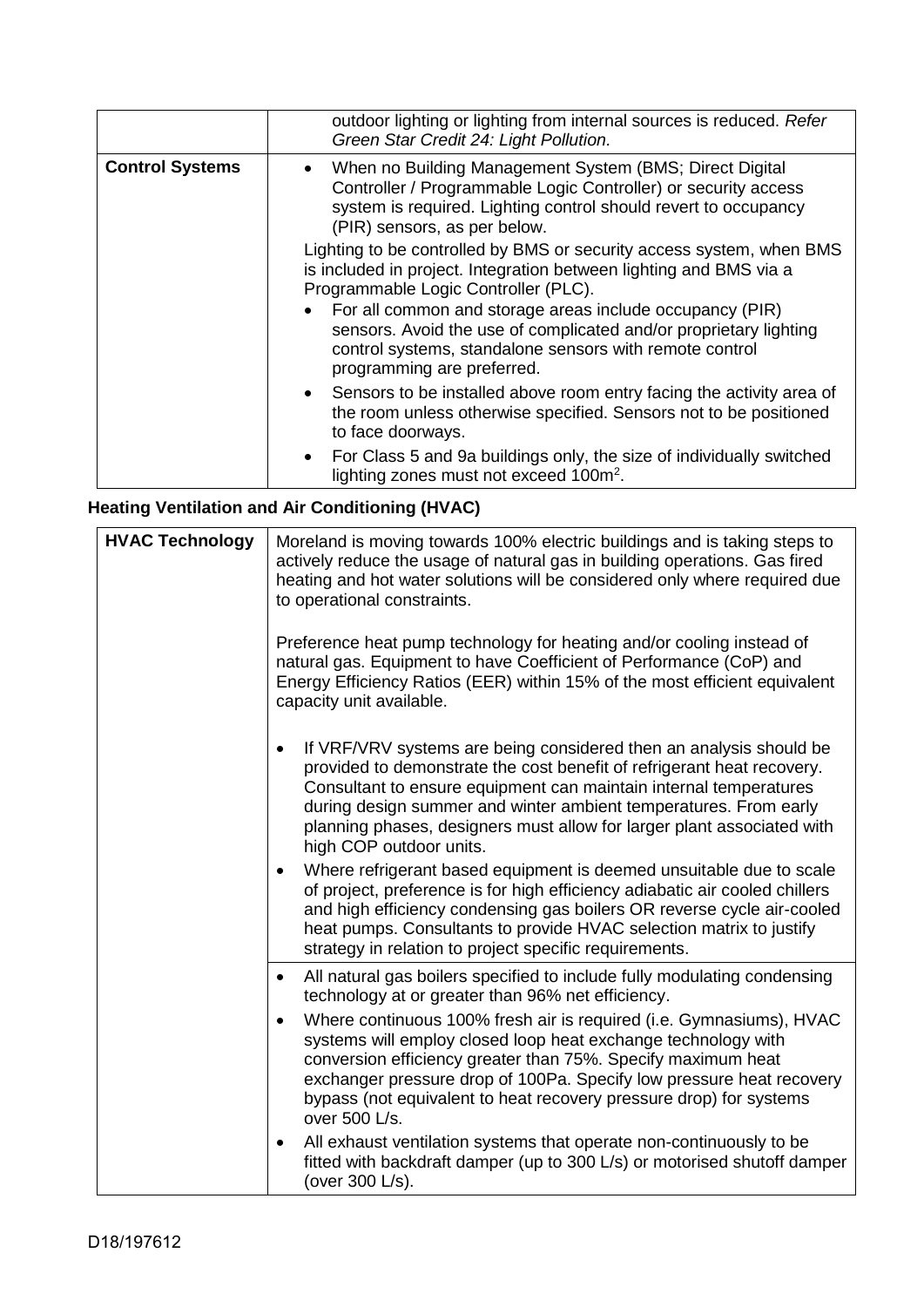| | |
|---|---|
| | outdoor lighting or lighting from internal sources is reduced. *Refer Green Star Credit 24: Light Pollution.* |
| **Control Systems** | • When no Building Management System (BMS; Direct Digital Controller / Programmable Logic Controller) or security access system is required. Lighting control should revert to occupancy (PIR) sensors, as per below.<br><br>Lighting to be controlled by BMS or security access system, when BMS is included in project. Integration between lighting and BMS via a Programmable Logic Controller (PLC).<br>• For all common and storage areas include occupancy (PIR) sensors. Avoid the use of complicated and/or proprietary lighting control systems, standalone sensors with remote control programming are preferred.<br>• Sensors to be installed above room entry facing the activity area of the room unless otherwise specified. Sensors not to be positioned to face doorways.<br>• For Class 5 and 9a buildings only, the size of individually switched lighting zones must not exceed 100m$^2$. |

### Heating Ventilation and Air Conditioning (HVAC)

| | |
|---|---|
| **HVAC Technology** | Moreland is moving towards 100% electric buildings and is taking steps to actively reduce the usage of natural gas in building operations. Gas fired heating and hot water solutions will be considered only where required due to operational constraints.<br><br>Preference heat pump technology for heating and/or cooling instead of natural gas. Equipment to have Coefficient of Performance (CoP) and Energy Efficiency Ratios (EER) within 15% of the most efficient equivalent capacity unit available.<br><br>• If VRF/VRV systems are being considered then an analysis should be provided to demonstrate the cost benefit of refrigerant heat recovery. Consultant to ensure equipment can maintain internal temperatures during design summer and winter ambient temperatures. From early planning phases, designers must allow for larger plant associated with high COP outdoor units.<br>• Where refrigerant based equipment is deemed unsuitable due to scale of project, preference is for high efficiency adiabatic air cooled chillers and high efficiency condensing gas boilers OR reverse cycle air-cooled heat pumps. Consultants to provide HVAC selection matrix to justify strategy in relation to project specific requirements. |
| | • All natural gas boilers specified to include fully modulating condensing technology at or greater than 96% net efficiency.<br>• Where continuous 100% fresh air is required (i.e. Gymnasiums), HVAC systems will employ closed loop heat exchange technology with conversion efficiency greater than 75%. Specify maximum heat exchanger pressure drop of 100Pa. Specify low pressure heat recovery bypass (not equivalent to heat recovery pressure drop) for systems over 500 L/s.<br>• All exhaust ventilation systems that operate non-continuously to be fitted with backdraft damper (up to 300 L/s) or motorised shutoff damper (over 300 L/s). |

D18/197612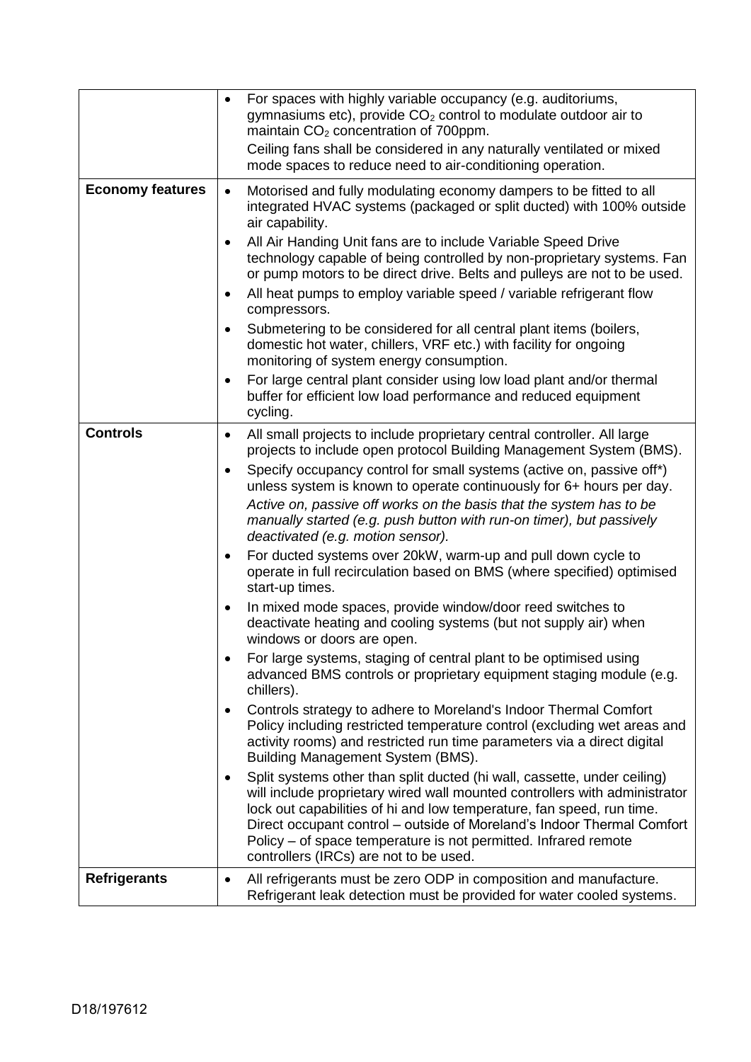| | |
|---|---|
| | • For spaces with highly variable occupancy (e.g. auditoriums, gymnasiums etc), provide $CO_2$ control to modulate outdoor air to maintain $CO_2$ concentration of 700ppm.<br>Ceiling fans shall be considered in any naturally ventilated or mixed mode spaces to reduce need to air-conditioning operation. |
| **Economy features** | • Motorised and fully modulating economy dampers to be fitted to all integrated HVAC systems (packaged or split ducted) with 100% outside air capability.<br>• All Air Handing Unit fans are to include Variable Speed Drive technology capable of being controlled by non-proprietary systems. Fan or pump motors to be direct drive. Belts and pulleys are not to be used.<br>• All heat pumps to employ variable speed / variable refrigerant flow compressors.<br>• Submetering to be considered for all central plant items (boilers, domestic hot water, chillers, VRF etc.) with facility for ongoing monitoring of system energy consumption.<br>• For large central plant consider using low load plant and/or thermal buffer for efficient low load performance and reduced equipment cycling. |
| **Controls** | • All small projects to include proprietary central controller. All large projects to include open protocol Building Management System (BMS).<br>• Specify occupancy control for small systems (active on, passive off*) unless system is known to operate continuously for 6+ hours per day.<br>*Active on, passive off works on the basis that the system has to be manually started (e.g. push button with run-on timer), but passively deactivated (e.g. motion sensor).*<br>• For ducted systems over 20kW, warm-up and pull down cycle to operate in full recirculation based on BMS (where specified) optimised start-up times.<br>• In mixed mode spaces, provide window/door reed switches to deactivate heating and cooling systems (but not supply air) when windows or doors are open.<br>• For large systems, staging of central plant to be optimised using advanced BMS controls or proprietary equipment staging module (e.g. chillers).<br>• Controls strategy to adhere to Moreland's Indoor Thermal Comfort Policy including restricted temperature control (excluding wet areas and activity rooms) and restricted run time parameters via a direct digital Building Management System (BMS).<br>• Split systems other than split ducted (hi wall, cassette, under ceiling) will include proprietary wired wall mounted controllers with administrator lock out capabilities of hi and low temperature, fan speed, run time. Direct occupant control – outside of Moreland's Indoor Thermal Comfort Policy – of space temperature is not permitted. Infrared remote controllers (IRCs) are not to be used. |
| **Refrigerants** | • All refrigerants must be zero ODP in composition and manufacture. Refrigerant leak detection must be provided for water cooled systems. |

D18/197612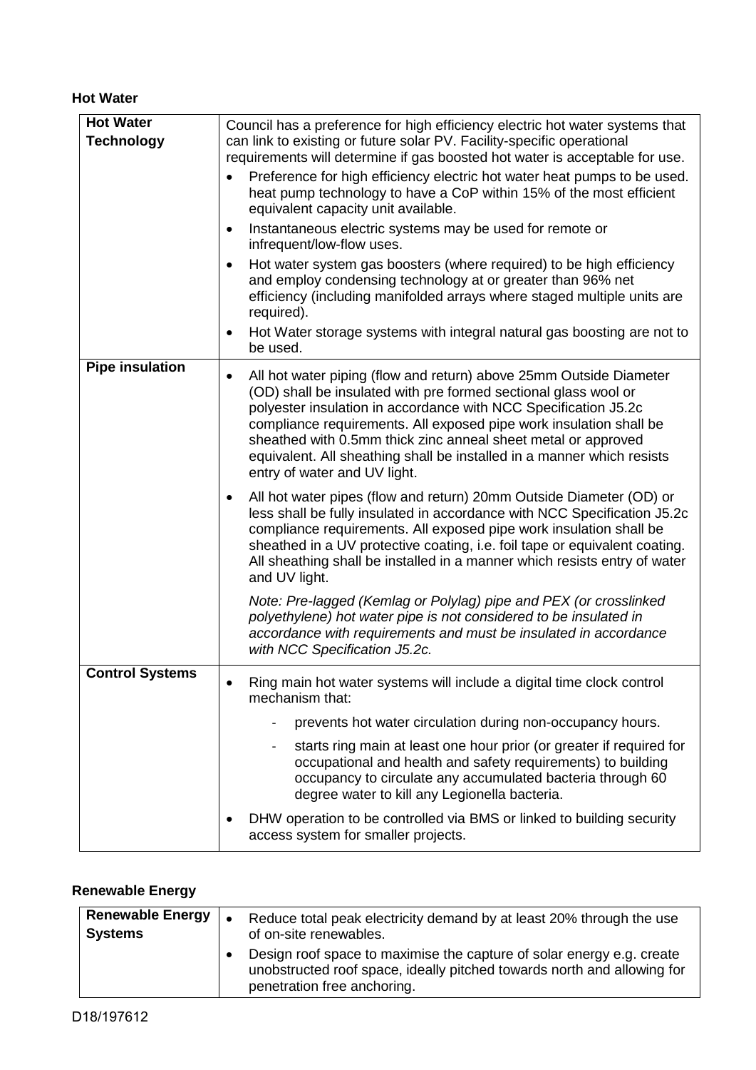### Hot Water

| Hot Water Technology | Council has a preference for high efficiency electric hot water systems that can link to existing or future solar PV. Facility-specific operational requirements will determine if gas boosted hot water is acceptable for use.<br>• Preference for high efficiency electric hot water heat pumps to be used. heat pump technology to have a CoP within 15% of the most efficient equivalent capacity unit available.<br>• Instantaneous electric systems may be used for remote or infrequent/low-flow uses.<br>• Hot water system gas boosters (where required) to be high efficiency and employ condensing technology at or greater than 96% net efficiency (including manifolded arrays where staged multiple units are required).<br>• Hot Water storage systems with integral natural gas boosting are not to be used. |
|---|---|
| **Pipe insulation** | • All hot water piping (flow and return) above 25mm Outside Diameter (OD) shall be insulated with pre formed sectional glass wool or polyester insulation in accordance with NCC Specification J5.2c compliance requirements. All exposed pipe work insulation shall be sheathed with 0.5mm thick zinc anneal sheet metal or approved equivalent. All sheathing shall be installed in a manner which resists entry of water and UV light.<br>• All hot water pipes (flow and return) 20mm Outside Diameter (OD) or less shall be fully insulated in accordance with NCC Specification J5.2c compliance requirements. All exposed pipe work insulation shall be sheathed in a UV protective coating, i.e. foil tape or equivalent coating. All sheathing shall be installed in a manner which resists entry of water and UV light.<br>*Note: Pre-lagged (Kemlag or Polylag) pipe and PEX (or crosslinked polyethylene) hot water pipe is not considered to be insulated in accordance with requirements and must be insulated in accordance with NCC Specification J5.2c.* |
| **Control Systems** | • Ring main hot water systems will include a digital time clock control mechanism that:<br>- prevents hot water circulation during non-occupancy hours.<br>- starts ring main at least one hour prior (or greater if required for occupational and health and safety requirements) to building occupancy to circulate any accumulated bacteria through 60 degree water to kill any Legionella bacteria.<br>• DHW operation to be controlled via BMS or linked to building security access system for smaller projects. |

### Renewable Energy

| Renewable Energy Systems | • Reduce total peak electricity demand by at least 20% through the use of on-site renewables.<br>• Design roof space to maximise the capture of solar energy e.g. create unobstructed roof space, ideally pitched towards north and allowing for penetration free anchoring. |
|---|---|

D18/197612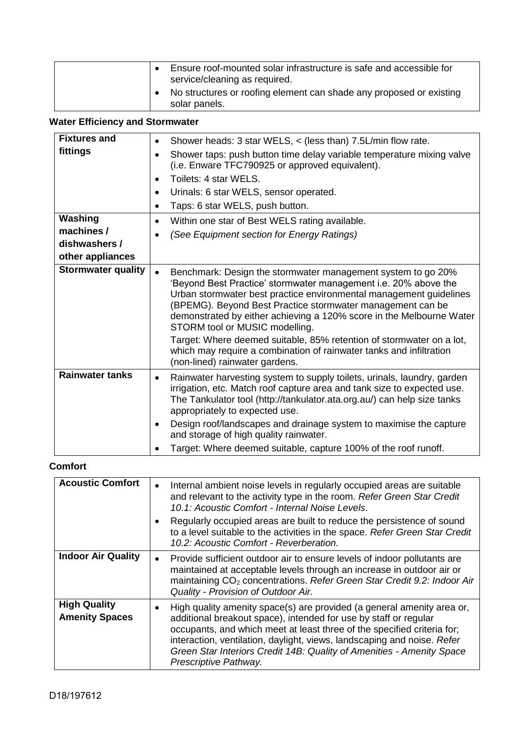| | |
|---|---|
| | • Ensure roof-mounted solar infrastructure is safe and accessible for service/cleaning as required.<br>• No structures or roofing element can shade any proposed or existing solar panels. |

**Water Efficiency and Stormwater**

| | |
|---|---|
| **Fixtures and fittings** | • Shower heads: 3 star WELS, < (less than) 7.5L/min flow rate.<br>• Shower taps: push button time delay variable temperature mixing valve (i.e. Enware TFC790925 or approved equivalent).<br>• Toilets: 4 star WELS.<br>• Urinals: 6 star WELS, sensor operated.<br>• Taps: 6 star WELS, push button. |
| **Washing machines / dishwashers / other appliances** | • Within one star of Best WELS rating available.<br>• *(See Equipment section for Energy Ratings)* |
| **Stormwater quality** | • Benchmark: Design the stormwater management system to go 20% 'Beyond Best Practice' stormwater management i.e. 20% above the Urban stormwater best practice environmental management guidelines (BPEMG). Beyond Best Practice stormwater management can be demonstrated by either achieving a 120% score in the Melbourne Water STORM tool or MUSIC modelling.<br>Target: Where deemed suitable, 85% retention of stormwater on a lot, which may require a combination of rainwater tanks and infiltration (non-lined) rainwater gardens. |
| **Rainwater tanks** | • Rainwater harvesting system to supply toilets, urinals, laundry, garden irrigation, etc. Match roof capture area and tank size to expected use. The Tankulator tool (http://tankulator.ata.org.au/) can help size tanks appropriately to expected use.<br>• Design roof/landscapes and drainage system to maximise the capture and storage of high quality rainwater.<br>• Target: Where deemed suitable, capture 100% of the roof runoff. |

**Comfort**

| | |
|---|---|
| **Acoustic Comfort** | • Internal ambient noise levels in regularly occupied areas are suitable and relevant to the activity type in the room. *Refer Green Star Credit 10.1: Acoustic Comfort - Internal Noise Levels*.<br>• Regularly occupied areas are built to reduce the persistence of sound to a level suitable to the activities in the space. *Refer Green Star Credit 10.2: Acoustic Comfort - Reverberation.* |
| **Indoor Air Quality** | • Provide sufficient outdoor air to ensure levels of indoor pollutants are maintained at acceptable levels through an increase in outdoor air or maintaining $CO_2$ concentrations. *Refer Green Star Credit 9.2: Indoor Air Quality - Provision of Outdoor Air.* |
| **High Quality Amenity Spaces** | • High quality amenity space(s) are provided (a general amenity area or, additional breakout space), intended for use by staff or regular occupants, and which meet at least three of the specified criteria for; interaction, ventilation, daylight, views, landscaping and noise. *Refer Green Star Interiors Credit 14B: Quality of Amenities - Amenity Space Prescriptive Pathway.* |

D18/197612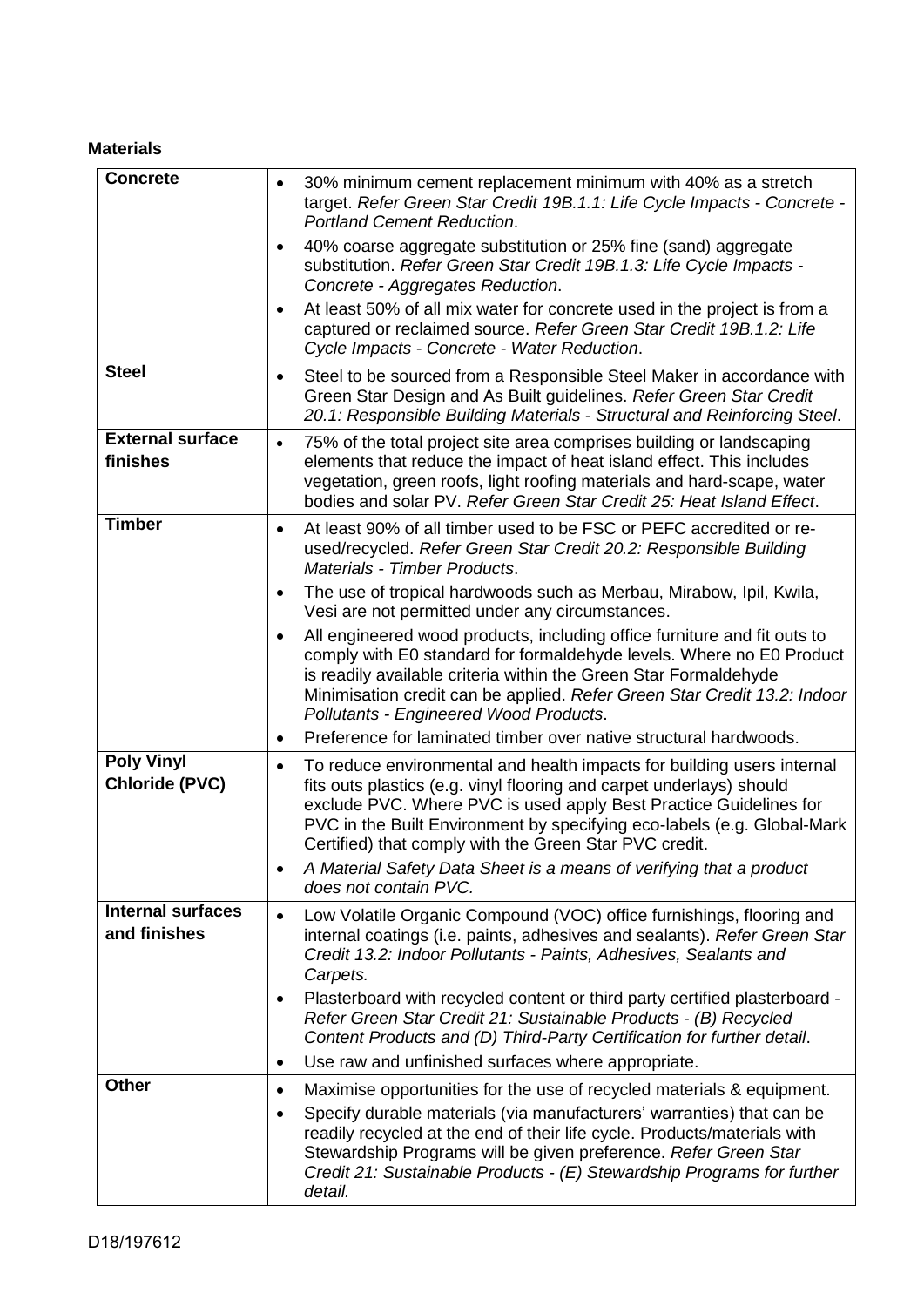**Materials**

| | |
|---|---|
| **Concrete** | • 30% minimum cement replacement minimum with 40% as a stretch target. *Refer Green Star Credit 19B.1.1: Life Cycle Impacts - Concrete - Portland Cement Reduction*.<br>• 40% coarse aggregate substitution or 25% fine (sand) aggregate substitution. *Refer Green Star Credit 19B.1.3: Life Cycle Impacts - Concrete - Aggregates Reduction*.<br>• At least 50% of all mix water for concrete used in the project is from a captured or reclaimed source. *Refer Green Star Credit 19B.1.2: Life Cycle Impacts - Concrete - Water Reduction*. |
| **Steel** | • Steel to be sourced from a Responsible Steel Maker in accordance with Green Star Design and As Built guidelines. *Refer Green Star Credit 20.1: Responsible Building Materials - Structural and Reinforcing Steel*. |
| **External surface finishes** | • 75% of the total project site area comprises building or landscaping elements that reduce the impact of heat island effect. This includes vegetation, green roofs, light roofing materials and hard-scape, water bodies and solar PV. *Refer Green Star Credit 25: Heat Island Effect*. |
| **Timber** | • At least 90% of all timber used to be FSC or PEFC accredited or re-used/recycled. *Refer Green Star Credit 20.2: Responsible Building Materials - Timber Products*.<br>• The use of tropical hardwoods such as Merbau, Mirabow, Ipil, Kwila, Vesi are not permitted under any circumstances.<br>• All engineered wood products, including office furniture and fit outs to comply with E0 standard for formaldehyde levels. Where no E0 Product is readily available criteria within the Green Star Formaldehyde Minimisation credit can be applied. *Refer Green Star Credit 13.2: Indoor Pollutants - Engineered Wood Products*.<br>• Preference for laminated timber over native structural hardwoods. |
| **Poly Vinyl Chloride (PVC)** | • To reduce environmental and health impacts for building users internal fits outs plastics (e.g. vinyl flooring and carpet underlays) should exclude PVC. Where PVC is used apply Best Practice Guidelines for PVC in the Built Environment by specifying eco-labels (e.g. Global-Mark Certified) that comply with the Green Star PVC credit.<br>• *A Material Safety Data Sheet is a means of verifying that a product does not contain PVC.* |
| **Internal surfaces and finishes** | • Low Volatile Organic Compound (VOC) office furnishings, flooring and internal coatings (i.e. paints, adhesives and sealants). *Refer Green Star Credit 13.2: Indoor Pollutants - Paints, Adhesives, Sealants and Carpets.*<br>• Plasterboard with recycled content or third party certified plasterboard - *Refer Green Star Credit 21: Sustainable Products - (B) Recycled Content Products and (D) Third-Party Certification for further detail*.<br>• Use raw and unfinished surfaces where appropriate. |
| **Other** | • Maximise opportunities for the use of recycled materials & equipment.<br>• Specify durable materials (via manufacturers' warranties) that can be readily recycled at the end of their life cycle. Products/materials with Stewardship Programs will be given preference. *Refer Green Star Credit 21: Sustainable Products - (E) Stewardship Programs for further detail.* |

D18/197612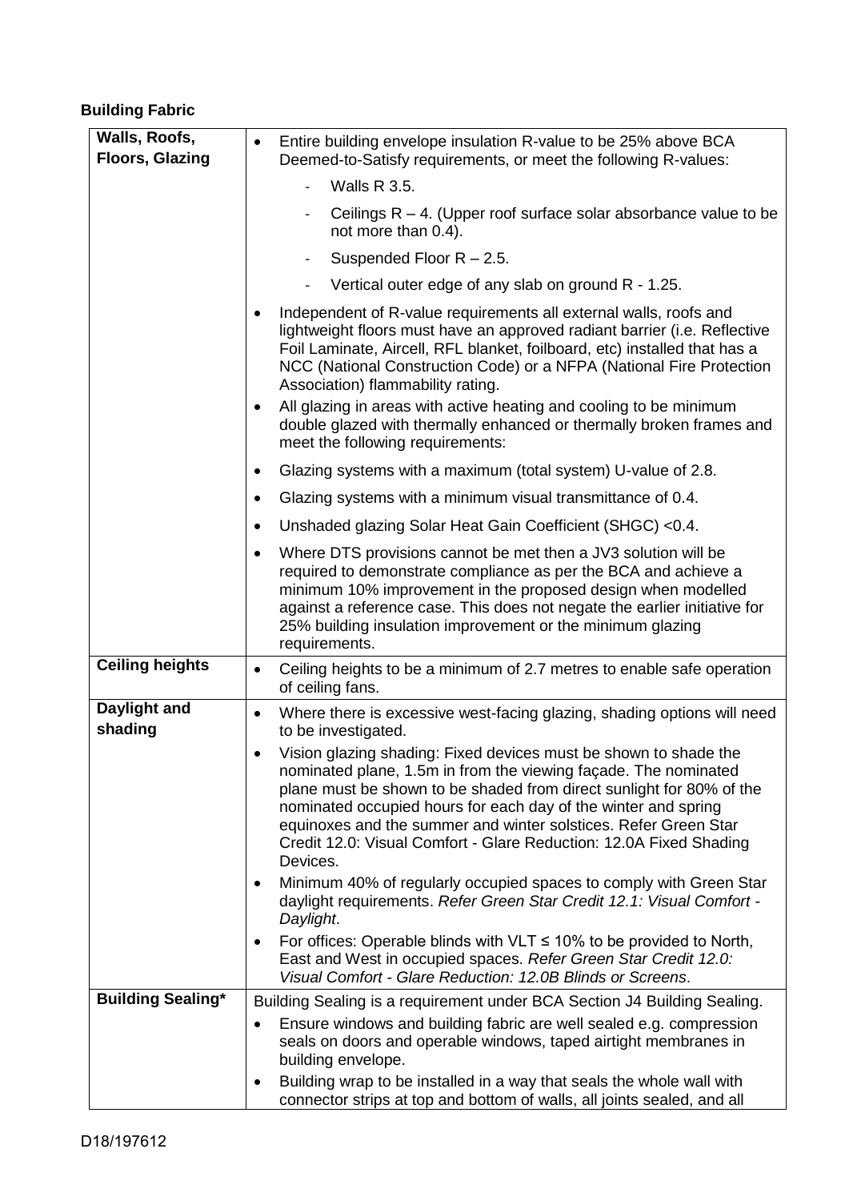**Building Fabric**

| | |
|---|---|
| **Walls, Roofs, Floors, Glazing** | • Entire building envelope insulation R-value to be 25% above BCA Deemed-to-Satisfy requirements, or meet the following R-values:<br>- Walls R 3.5.<br>- Ceilings R – 4. (Upper roof surface solar absorbance value to be not more than 0.4).<br>- Suspended Floor R – 2.5.<br>- Vertical outer edge of any slab on ground R - 1.25.<br>• Independent of R-value requirements all external walls, roofs and lightweight floors must have an approved radiant barrier (i.e. Reflective Foil Laminate, Aircell, RFL blanket, foilboard, etc) installed that has a NCC (National Construction Code) or a NFPA (National Fire Protection Association) flammability rating.<br>• All glazing in areas with active heating and cooling to be minimum double glazed with thermally enhanced or thermally broken frames and meet the following requirements:<br>• Glazing systems with a maximum (total system) U-value of 2.8.<br>• Glazing systems with a minimum visual transmittance of 0.4.<br>• Unshaded glazing Solar Heat Gain Coefficient (SHGC) <0.4.<br>• Where DTS provisions cannot be met then a JV3 solution will be required to demonstrate compliance as per the BCA and achieve a minimum 10% improvement in the proposed design when modelled against a reference case. This does not negate the earlier initiative for 25% building insulation improvement or the minimum glazing requirements. |
| **Ceiling heights** | • Ceiling heights to be a minimum of 2.7 metres to enable safe operation of ceiling fans. |
| **Daylight and shading** | • Where there is excessive west-facing glazing, shading options will need to be investigated.<br>• Vision glazing shading: Fixed devices must be shown to shade the nominated plane, 1.5m in from the viewing façade. The nominated plane must be shown to be shaded from direct sunlight for 80% of the nominated occupied hours for each day of the winter and spring equinoxes and the summer and winter solstices. Refer Green Star Credit 12.0: Visual Comfort - Glare Reduction: 12.0A Fixed Shading Devices.<br>• Minimum 40% of regularly occupied spaces to comply with Green Star daylight requirements. *Refer Green Star Credit 12.1: Visual Comfort - Daylight*.<br>• For offices: Operable blinds with VLT ≤ 10% to be provided to North, East and West in occupied spaces. *Refer Green Star Credit 12.0: Visual Comfort - Glare Reduction: 12.0B Blinds or Screens*. |
| **Building Sealing*** | Building Sealing is a requirement under BCA Section J4 Building Sealing.<br>• Ensure windows and building fabric are well sealed e.g. compression seals on doors and operable windows, taped airtight membranes in building envelope.<br>• Building wrap to be installed in a way that seals the whole wall with connector strips at top and bottom of walls, all joints sealed, and all |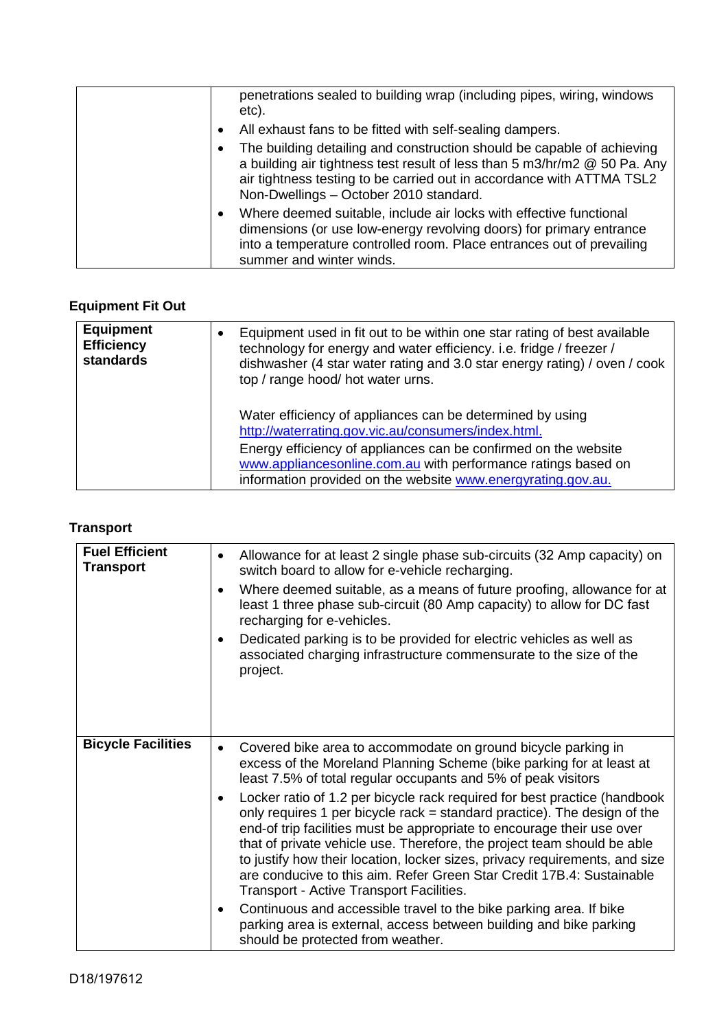| | |
|---|---|
| | penetrations sealed to building wrap (including pipes, wiring, windows etc).<br>• All exhaust fans to be fitted with self-sealing dampers.<br>• The building detailing and construction should be capable of achieving a building air tightness test result of less than 5 m3/hr/m2 @ 50 Pa. Any air tightness testing to be carried out in accordance with ATTMA TSL2 Non-Dwellings – October 2010 standard.<br>• Where deemed suitable, include air locks with effective functional dimensions (or use low-energy revolving doors) for primary entrance into a temperature controlled room. Place entrances out of prevailing summer and winter winds. |

## Equipment Fit Out

| | |
|---|---|
| **Equipment Efficiency standards** | • Equipment used in fit out to be within one star rating of best available technology for energy and water efficiency. i.e. fridge / freezer / dishwasher (4 star water rating and 3.0 star energy rating) / oven / cook top / range hood/ hot water urns.<br><br>Water efficiency of appliances can be determined by using [http://waterrating.gov.vic.au/consumers/index.html.](http://waterrating.gov.vic.au/consumers/index.html)<br>Energy efficiency of appliances can be confirmed on the website [www.appliancesonline.com.au](http://www.appliancesonline.com.au) with performance ratings based on information provided on the website [www.energyrating.gov.au.](http://www.energyrating.gov.au) |

## Transport

| | |
|---|---|
| **Fuel Efficient Transport** | • Allowance for at least 2 single phase sub-circuits (32 Amp capacity) on switch board to allow for e-vehicle recharging.<br>• Where deemed suitable, as a means of future proofing, allowance for at least 1 three phase sub-circuit (80 Amp capacity) to allow for DC fast recharging for e-vehicles.<br>• Dedicated parking is to be provided for electric vehicles as well as associated charging infrastructure commensurate to the size of the project. |
| **Bicycle Facilities** | • Covered bike area to accommodate on ground bicycle parking in excess of the Moreland Planning Scheme (bike parking for at least at least 7.5% of total regular occupants and 5% of peak visitors<br>• Locker ratio of 1.2 per bicycle rack required for best practice (handbook only requires 1 per bicycle rack = standard practice). The design of the end-of trip facilities must be appropriate to encourage their use over that of private vehicle use. Therefore, the project team should be able to justify how their location, locker sizes, privacy requirements, and size are conducive to this aim. Refer Green Star Credit 17B.4: Sustainable Transport - Active Transport Facilities.<br>• Continuous and accessible travel to the bike parking area. If bike parking area is external, access between building and bike parking should be protected from weather. |

D18/197612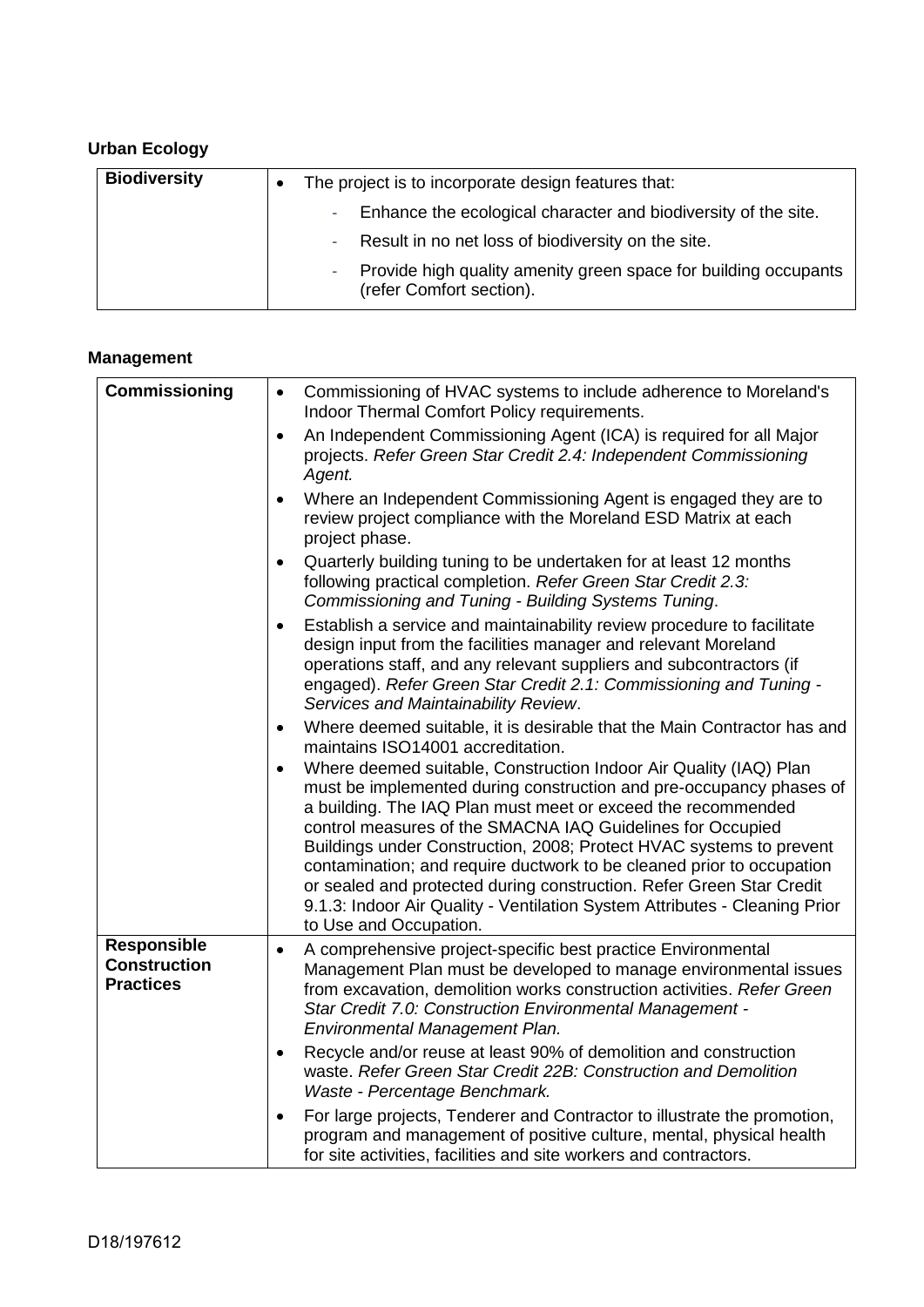**Urban Ecology**

| **Biodiversity** | • The project is to incorporate design features that:<br>- Enhance the ecological character and biodiversity of the site.<br>- Result in no net loss of biodiversity on the site.<br>- Provide high quality amenity green space for building occupants (refer Comfort section). |
|---|---|

**Management**

| **Commissioning** | • Commissioning of HVAC systems to include adherence to Moreland's Indoor Thermal Comfort Policy requirements.<br>• An Independent Commissioning Agent (ICA) is required for all Major projects. *Refer Green Star Credit 2.4: Independent Commissioning Agent.*<br>• Where an Independent Commissioning Agent is engaged they are to review project compliance with the Moreland ESD Matrix at each project phase.<br>• Quarterly building tuning to be undertaken for at least 12 months following practical completion. *Refer Green Star Credit 2.3: Commissioning and Tuning - Building Systems Tuning*.<br>• Establish a service and maintainability review procedure to facilitate design input from the facilities manager and relevant Moreland operations staff, and any relevant suppliers and subcontractors (if engaged). *Refer Green Star Credit 2.1: Commissioning and Tuning - Services and Maintainability Review*.<br>• Where deemed suitable, it is desirable that the Main Contractor has and maintains ISO14001 accreditation.<br>• Where deemed suitable, Construction Indoor Air Quality (IAQ) Plan must be implemented during construction and pre-occupancy phases of a building. The IAQ Plan must meet or exceed the recommended control measures of the SMACNA IAQ Guidelines for Occupied Buildings under Construction, 2008; Protect HVAC systems to prevent contamination; and require ductwork to be cleaned prior to occupation or sealed and protected during construction. Refer Green Star Credit 9.1.3: Indoor Air Quality - Ventilation System Attributes - Cleaning Prior to Use and Occupation. |
|---|---|
| **Responsible Construction Practices** | • A comprehensive project-specific best practice Environmental Management Plan must be developed to manage environmental issues from excavation, demolition works construction activities. *Refer Green Star Credit 7.0: Construction Environmental Management - Environmental Management Plan.*<br>• Recycle and/or reuse at least 90% of demolition and construction waste. *Refer Green Star Credit 22B: Construction and Demolition Waste - Percentage Benchmark.*<br>• For large projects, Tenderer and Contractor to illustrate the promotion, program and management of positive culture, mental, physical health for site activities, facilities and site workers and contractors. |

D18/197612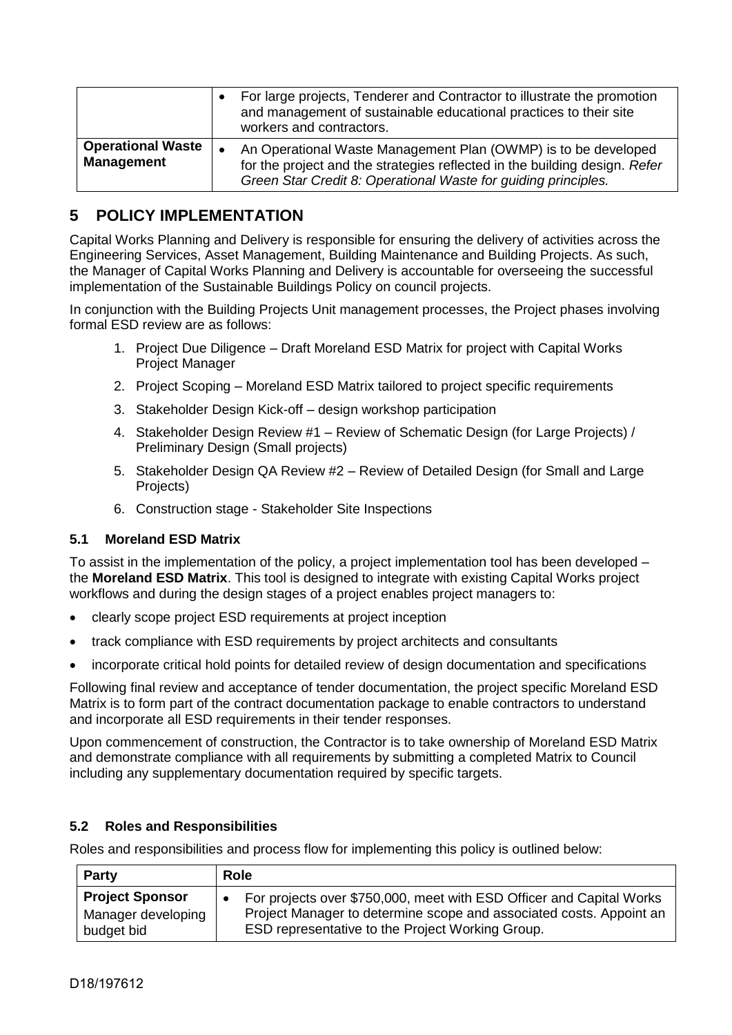| | |
|---|---|
| | • For large projects, Tenderer and Contractor to illustrate the promotion and management of sustainable educational practices to their site workers and contractors. |
| **Operational Waste Management** | • An Operational Waste Management Plan (OWMP) is to be developed for the project and the strategies reflected in the building design. *Refer Green Star Credit 8: Operational Waste for guiding principles.* |

## 5 POLICY IMPLEMENTATION

Capital Works Planning and Delivery is responsible for ensuring the delivery of activities across the Engineering Services, Asset Management, Building Maintenance and Building Projects. As such, the Manager of Capital Works Planning and Delivery is accountable for overseeing the successful implementation of the Sustainable Buildings Policy on council projects.

In conjunction with the Building Projects Unit management processes, the Project phases involving formal ESD review are as follows:

1. Project Due Diligence – Draft Moreland ESD Matrix for project with Capital Works Project Manager
2. Project Scoping – Moreland ESD Matrix tailored to project specific requirements
3. Stakeholder Design Kick-off – design workshop participation
4. Stakeholder Design Review #1 – Review of Schematic Design (for Large Projects) / Preliminary Design (Small projects)
5. Stakeholder Design QA Review #2 – Review of Detailed Design (for Small and Large Projects)
6. Construction stage - Stakeholder Site Inspections

### 5.1 Moreland ESD Matrix

To assist in the implementation of the policy, a project implementation tool has been developed – the **Moreland ESD Matrix**. This tool is designed to integrate with existing Capital Works project workflows and during the design stages of a project enables project managers to:

- clearly scope project ESD requirements at project inception
- track compliance with ESD requirements by project architects and consultants
- incorporate critical hold points for detailed review of design documentation and specifications

Following final review and acceptance of tender documentation, the project specific Moreland ESD Matrix is to form part of the contract documentation package to enable contractors to understand and incorporate all ESD requirements in their tender responses.

Upon commencement of construction, the Contractor is to take ownership of Moreland ESD Matrix and demonstrate compliance with all requirements by submitting a completed Matrix to Council including any supplementary documentation required by specific targets.

### 5.2 Roles and Responsibilities

Roles and responsibilities and process flow for implementing this policy is outlined below:

| Party | Role |
|---|---|
| **Project Sponsor** Manager developing budget bid | • For projects over $750,000, meet with ESD Officer and Capital Works Project Manager to determine scope and associated costs. Appoint an ESD representative to the Project Working Group. |

D18/197612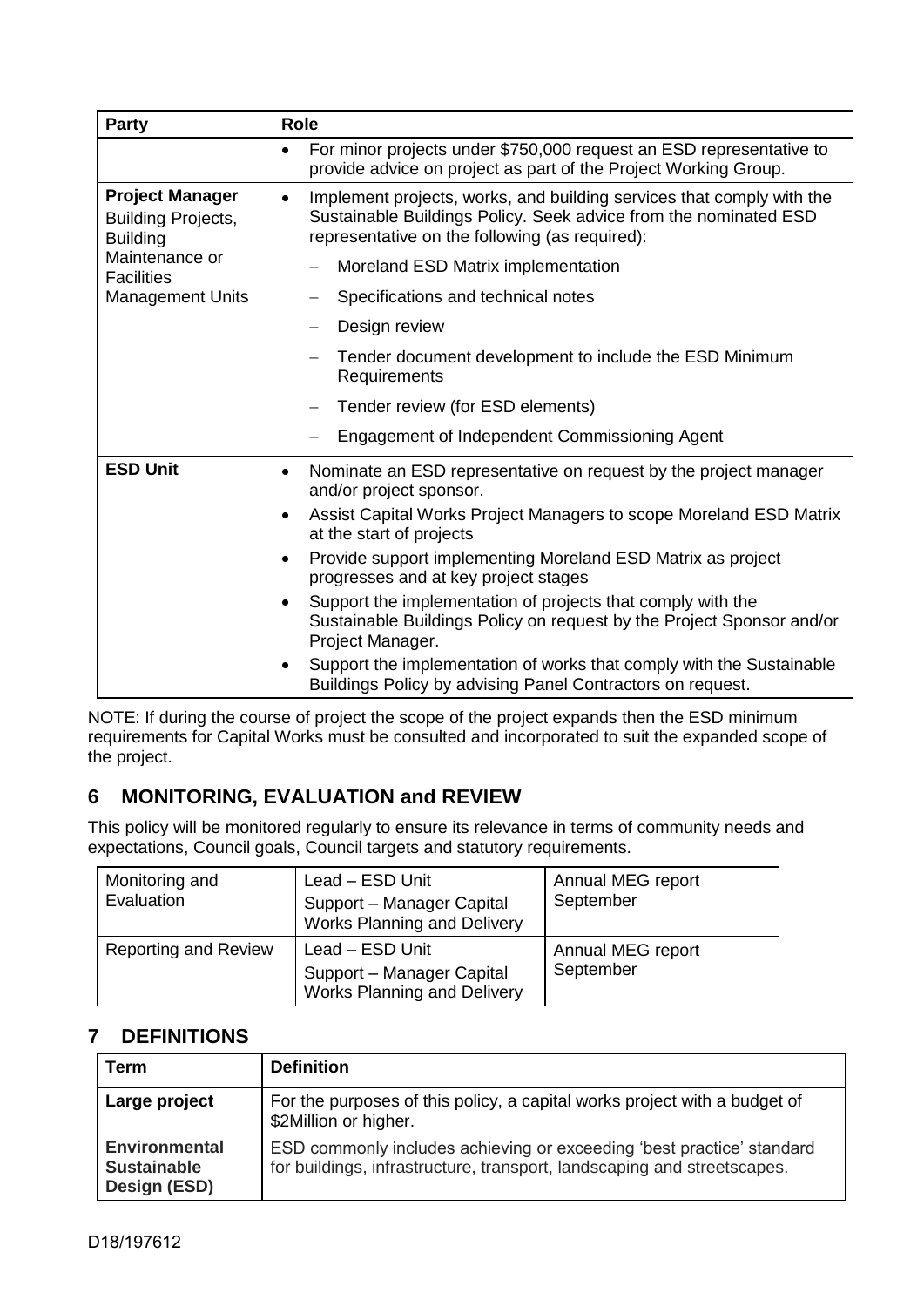| Party | Role |
|---|---|
| | • For minor projects under $750,000 request an ESD representative to provide advice on project as part of the Project Working Group. |
| **Project Manager** Building Projects, Building Maintenance or Facilities Management Units | • Implement projects, works, and building services that comply with the Sustainable Buildings Policy. Seek advice from the nominated ESD representative on the following (as required): <br> – Moreland ESD Matrix implementation <br> – Specifications and technical notes <br> – Design review <br> – Tender document development to include the ESD Minimum Requirements <br> – Tender review (for ESD elements) <br> – Engagement of Independent Commissioning Agent |
| **ESD Unit** | • Nominate an ESD representative on request by the project manager and/or project sponsor. <br> • Assist Capital Works Project Managers to scope Moreland ESD Matrix at the start of projects <br> • Provide support implementing Moreland ESD Matrix as project progresses and at key project stages <br> • Support the implementation of projects that comply with the Sustainable Buildings Policy on request by the Project Sponsor and/or Project Manager. <br> • Support the implementation of works that comply with the Sustainable Buildings Policy by advising Panel Contractors on request. |

NOTE: If during the course of project the scope of the project expands then the ESD minimum requirements for Capital Works must be consulted and incorporated to suit the expanded scope of the project.

## 6 MONITORING, EVALUATION and REVIEW

This policy will be monitored regularly to ensure its relevance in terms of community needs and expectations, Council goals, Council targets and statutory requirements.

| | | |
|---|---|---|
| Monitoring and Evaluation | Lead – ESD Unit<br>Support – Manager Capital Works Planning and Delivery | Annual MEG report September |
| Reporting and Review | Lead – ESD Unit<br>Support – Manager Capital Works Planning and Delivery | Annual MEG report September |

## 7 DEFINITIONS

| Term | Definition |
|---|---|
| **Large project** | For the purposes of this policy, a capital works project with a budget of $2Million or higher. |
| **Environmental Sustainable Design (ESD)** | ESD commonly includes achieving or exceeding 'best practice' standard for buildings, infrastructure, transport, landscaping and streetscapes. |

D18/197612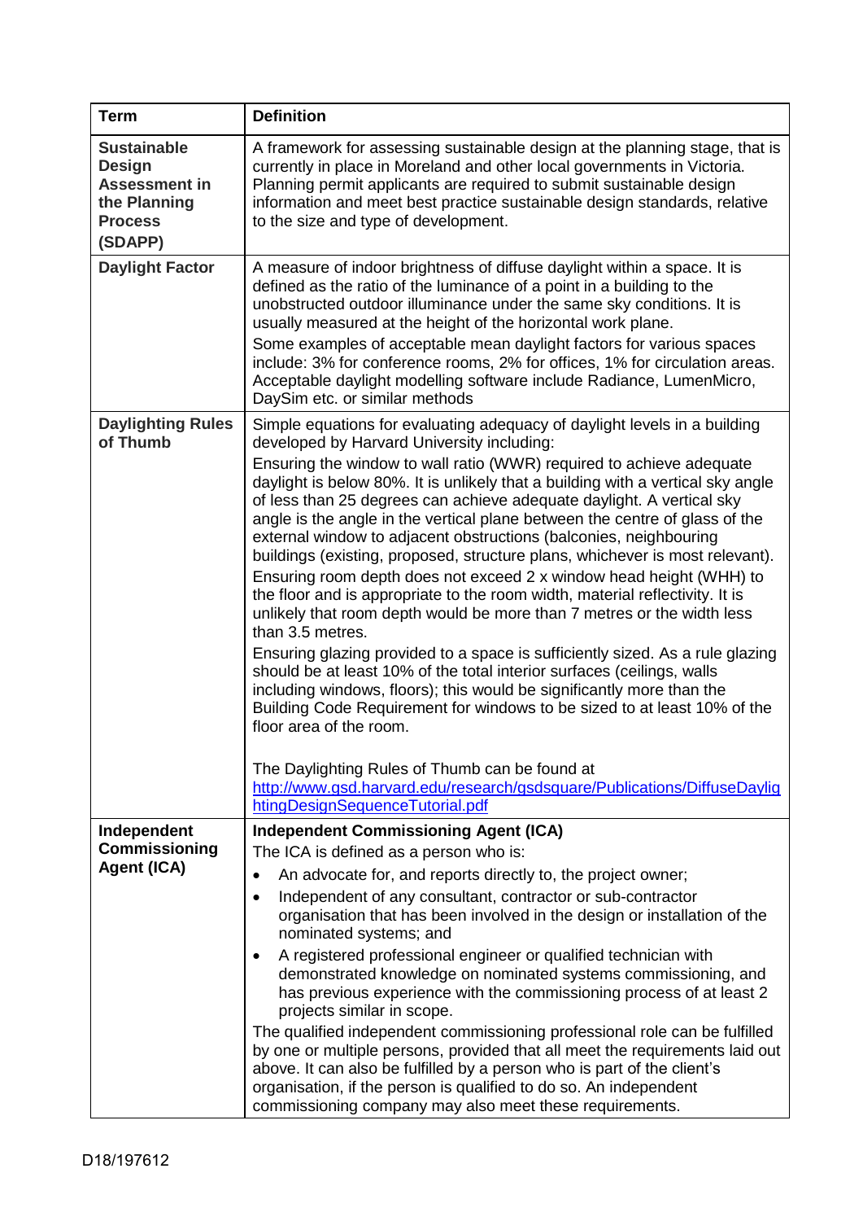| Term | Definition |
|---|---|
| **Sustainable Design Assessment in the Planning Process (SDAPP)** | A framework for assessing sustainable design at the planning stage, that is currently in place in Moreland and other local governments in Victoria. Planning permit applicants are required to submit sustainable design information and meet best practice sustainable design standards, relative to the size and type of development. |
| **Daylight Factor** | A measure of indoor brightness of diffuse daylight within a space. It is defined as the ratio of the luminance of a point in a building to the unobstructed outdoor illuminance under the same sky conditions. It is usually measured at the height of the horizontal work plane.<br>Some examples of acceptable mean daylight factors for various spaces include: 3% for conference rooms, 2% for offices, 1% for circulation areas. Acceptable daylight modelling software include Radiance, LumenMicro, DaySim etc. or similar methods |
| **Daylighting Rules of Thumb** | Simple equations for evaluating adequacy of daylight levels in a building developed by Harvard University including:<br>Ensuring the window to wall ratio (WWR) required to achieve adequate daylight is below 80%. It is unlikely that a building with a vertical sky angle of less than 25 degrees can achieve adequate daylight. A vertical sky angle is the angle in the vertical plane between the centre of glass of the external window to adjacent obstructions (balconies, neighbouring buildings (existing, proposed, structure plans, whichever is most relevant).<br>Ensuring room depth does not exceed 2 x window head height (WHH) to the floor and is appropriate to the room width, material reflectivity. It is unlikely that room depth would be more than 7 metres or the width less than 3.5 metres.<br>Ensuring glazing provided to a space is sufficiently sized. As a rule glazing should be at least 10% of the total interior surfaces (ceilings, walls including windows, floors); this would be significantly more than the Building Code Requirement for windows to be sized to at least 10% of the floor area of the room.<br><br>The Daylighting Rules of Thumb can be found at http://www.gsd.harvard.edu/research/gsdsquare/Publications/DiffuseDaylightingDesignSequenceTutorial.pdf |
| **Independent Commissioning Agent (ICA)** | **Independent Commissioning Agent (ICA)**<br>The ICA is defined as a person who is:<br>• An advocate for, and reports directly to, the project owner;<br>• Independent of any consultant, contractor or sub-contractor organisation that has been involved in the design or installation of the nominated systems; and<br>• A registered professional engineer or qualified technician with demonstrated knowledge on nominated systems commissioning, and has previous experience with the commissioning process of at least 2 projects similar in scope.<br>The qualified independent commissioning professional role can be fulfilled by one or multiple persons, provided that all meet the requirements laid out above. It can also be fulfilled by a person who is part of the client's organisation, if the person is qualified to do so. An independent commissioning company may also meet these requirements. |

D18/197612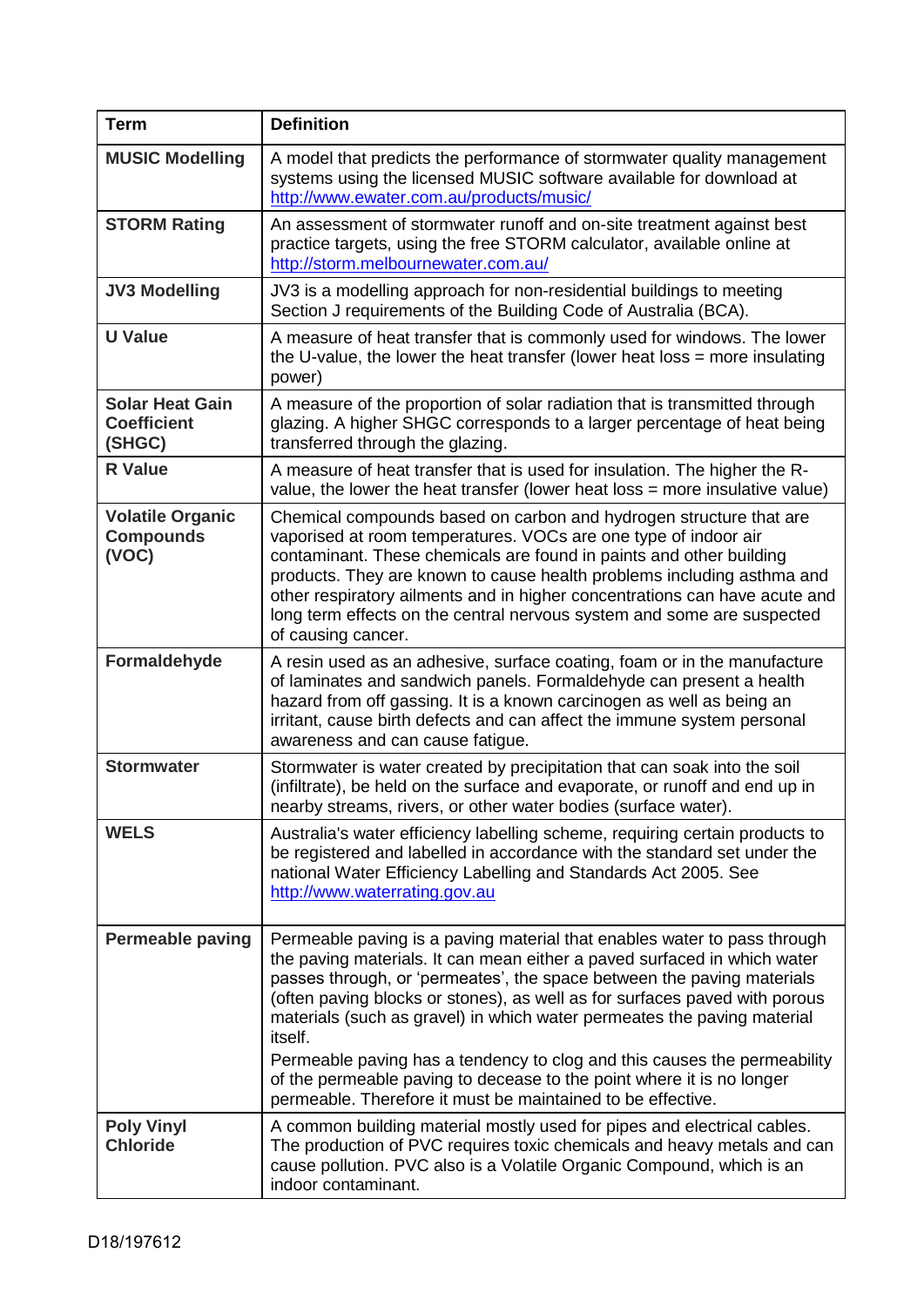| Term | Definition |
|---|---|
| **MUSIC Modelling** | A model that predicts the performance of stormwater quality management systems using the licensed MUSIC software available for download at http://www.ewater.com.au/products/music/ |
| **STORM Rating** | An assessment of stormwater runoff and on-site treatment against best practice targets, using the free STORM calculator, available online at http://storm.melbournewater.com.au/ |
| **JV3 Modelling** | JV3 is a modelling approach for non-residential buildings to meeting Section J requirements of the Building Code of Australia (BCA). |
| **U Value** | A measure of heat transfer that is commonly used for windows. The lower the U-value, the lower the heat transfer (lower heat loss = more insulating power) |
| **Solar Heat Gain Coefficient (SHGC)** | A measure of the proportion of solar radiation that is transmitted through glazing. A higher SHGC corresponds to a larger percentage of heat being transferred through the glazing. |
| **R Value** | A measure of heat transfer that is used for insulation. The higher the R-value, the lower the heat transfer (lower heat loss = more insulative value) |
| **Volatile Organic Compounds (VOC)** | Chemical compounds based on carbon and hydrogen structure that are vaporised at room temperatures. VOCs are one type of indoor air contaminant. These chemicals are found in paints and other building products. They are known to cause health problems including asthma and other respiratory ailments and in higher concentrations can have acute and long term effects on the central nervous system and some are suspected of causing cancer. |
| **Formaldehyde** | A resin used as an adhesive, surface coating, foam or in the manufacture of laminates and sandwich panels. Formaldehyde can present a health hazard from off gassing. It is a known carcinogen as well as being an irritant, cause birth defects and can affect the immune system personal awareness and can cause fatigue. |
| **Stormwater** | Stormwater is water created by precipitation that can soak into the soil (infiltrate), be held on the surface and evaporate, or runoff and end up in nearby streams, rivers, or other water bodies (surface water). |
| **WELS** | Australia's water efficiency labelling scheme, requiring certain products to be registered and labelled in accordance with the standard set under the national Water Efficiency Labelling and Standards Act 2005. See http://www.waterrating.gov.au |
| **Permeable paving** | Permeable paving is a paving material that enables water to pass through the paving materials. It can mean either a paved surfaced in which water passes through, or 'permeates', the space between the paving materials (often paving blocks or stones), as well as for surfaces paved with porous materials (such as gravel) in which water permeates the paving material itself.<br>Permeable paving has a tendency to clog and this causes the permeability of the permeable paving to decease to the point where it is no longer permeable. Therefore it must be maintained to be effective. |
| **Poly Vinyl Chloride** | A common building material mostly used for pipes and electrical cables. The production of PVC requires toxic chemicals and heavy metals and can cause pollution. PVC also is a Volatile Organic Compound, which is an indoor contaminant. |

D18/197612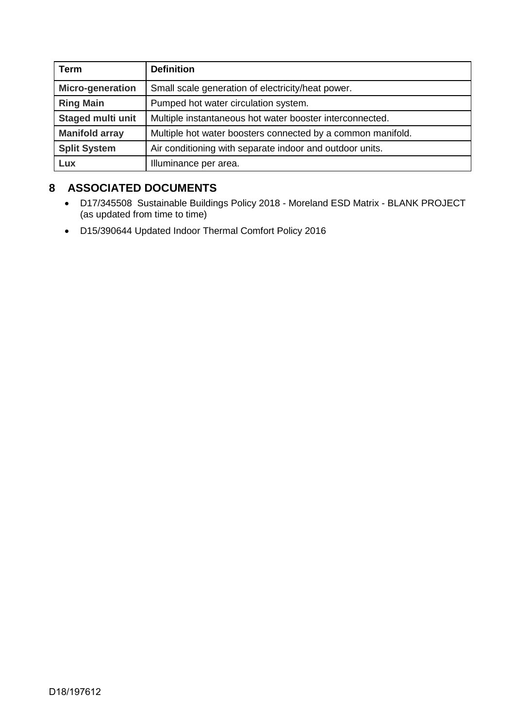| Term | Definition |
|---|---|
| **Micro-generation** | Small scale generation of electricity/heat power. |
| **Ring Main** | Pumped hot water circulation system. |
| **Staged multi unit** | Multiple instantaneous hot water booster interconnected. |
| **Manifold array** | Multiple hot water boosters connected by a common manifold. |
| **Split System** | Air conditioning with separate indoor and outdoor units. |
| **Lux** | Illuminance per area. |

## 8 ASSOCIATED DOCUMENTS

- D17/345508 Sustainable Buildings Policy 2018 - Moreland ESD Matrix - BLANK PROJECT (as updated from time to time)
- D15/390644 Updated Indoor Thermal Comfort Policy 2016

D18/197612